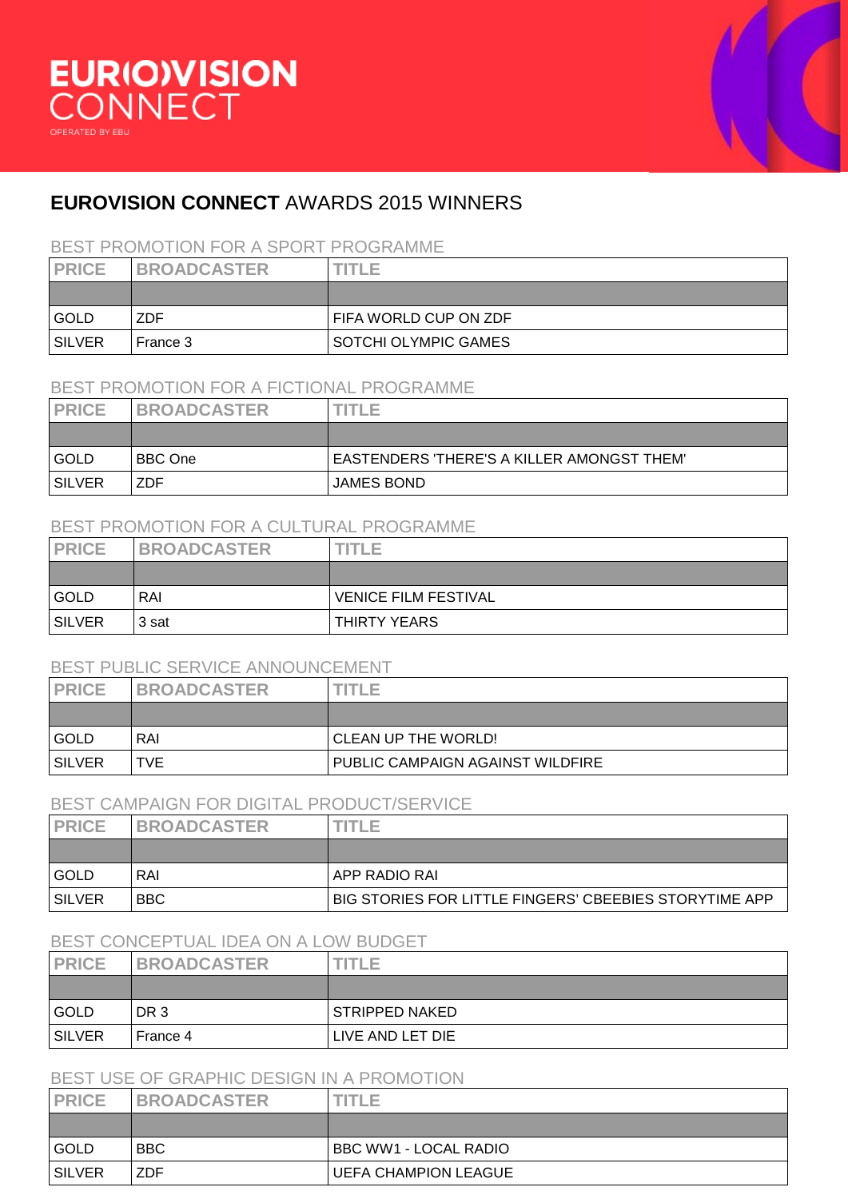EURO)VISION CONNECT

OPERATED BY EBU

# EUROVISION CONNECT AWARDS 2015 WINNERS

## BEST PROMOTION FOR A SPORT PROGRAMME

| PRICE | BROADCASTER | TITLE |
|---|---|---|
| | | |
| GOLD | ZDF | FIFA WORLD CUP ON ZDF |
| SILVER | France 3 | SOTCHI OLYMPIC GAMES |

## BEST PROMOTION FOR A FICTIONAL PROGRAMME

| PRICE | BROADCASTER | TITLE |
|---|---|---|
| | | |
| GOLD | BBC One | EASTENDERS 'THERE'S A KILLER AMONGST THEM' |
| SILVER | ZDF | JAMES BOND |

## BEST PROMOTION FOR A CULTURAL PROGRAMME

| PRICE | BROADCASTER | TITLE |
|---|---|---|
| | | |
| GOLD | RAI | VENICE FILM FESTIVAL |
| SILVER | 3 sat | THIRTY YEARS |

## BEST PUBLIC SERVICE ANNOUNCEMENT

| PRICE | BROADCASTER | TITLE |
|---|---|---|
| | | |
| GOLD | RAI | CLEAN UP THE WORLD! |
| SILVER | TVE | PUBLIC CAMPAIGN AGAINST WILDFIRE |

## BEST CAMPAIGN FOR DIGITAL PRODUCT/SERVICE

| PRICE | BROADCASTER | TITLE |
|---|---|---|
| | | |
| GOLD | RAI | APP RADIO RAI |
| SILVER | BBC | BIG STORIES FOR LITTLE FINGERS' CBEEBIES STORYTIME APP |

## BEST CONCEPTUAL IDEA ON A LOW BUDGET

| PRICE | BROADCASTER | TITLE |
|---|---|---|
| | | |
| GOLD | DR 3 | STRIPPED NAKED |
| SILVER | France 4 | LIVE AND LET DIE |

## BEST USE OF GRAPHIC DESIGN IN A PROMOTION

| PRICE | BROADCASTER | TITLE |
|---|---|---|
| | | |
| GOLD | BBC | BBC WW1 - LOCAL RADIO |
| SILVER | ZDF | UEFA CHAMPION LEAGUE |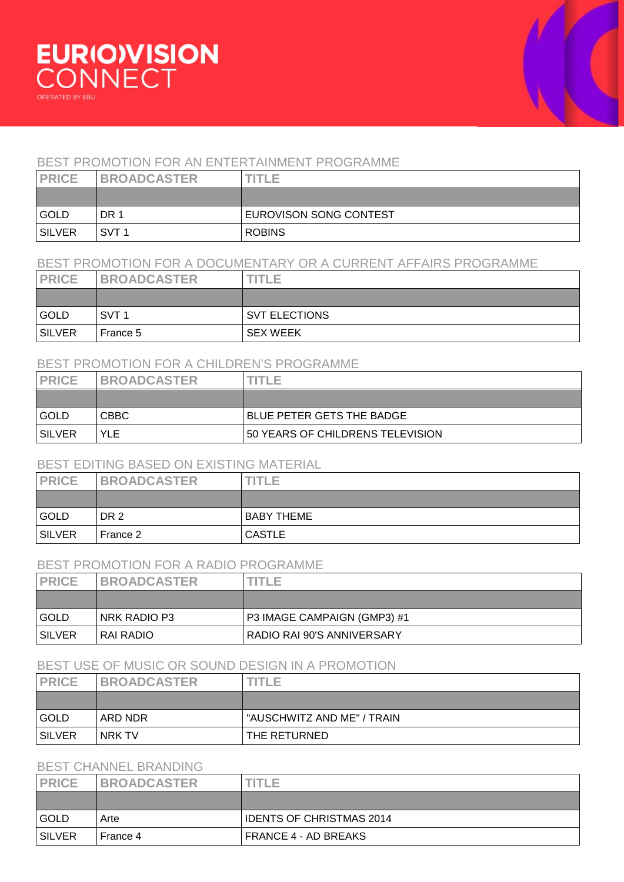EUR(O)VISION CONNECT

OPERATED BY EBU

## BEST PROMOTION FOR AN ENTERTAINMENT PROGRAMME

| PRICE | BROADCASTER | TITLE |
|---|---|---|
| | | |
| GOLD | DR 1 | EUROVISON SONG CONTEST |
| SILVER | SVT 1 | ROBINS |

## BEST PROMOTION FOR A DOCUMENTARY OR A CURRENT AFFAIRS PROGRAMME

| PRICE | BROADCASTER | TITLE |
|---|---|---|
| | | |
| GOLD | SVT 1 | SVT ELECTIONS |
| SILVER | France 5 | SEX WEEK |

## BEST PROMOTION FOR A CHILDREN'S PROGRAMME

| PRICE | BROADCASTER | TITLE |
|---|---|---|
| | | |
| GOLD | CBBC | BLUE PETER GETS THE BADGE |
| SILVER | YLE | 50 YEARS OF CHILDRENS TELEVISION |

## BEST EDITING BASED ON EXISTING MATERIAL

| PRICE | BROADCASTER | TITLE |
|---|---|---|
| | | |
| GOLD | DR 2 | BABY THEME |
| SILVER | France 2 | CASTLE |

## BEST PROMOTION FOR A RADIO PROGRAMME

| PRICE | BROADCASTER | TITLE |
|---|---|---|
| | | |
| GOLD | NRK RADIO P3 | P3 IMAGE CAMPAIGN (GMP3) #1 |
| SILVER | RAI RADIO | RADIO RAI 90'S ANNIVERSARY |

## BEST USE OF MUSIC OR SOUND DESIGN IN A PROMOTION

| PRICE | BROADCASTER | TITLE |
|---|---|---|
| | | |
| GOLD | ARD NDR | "AUSCHWITZ AND ME" / TRAIN |
| SILVER | NRK TV | THE RETURNED |

## BEST CHANNEL BRANDING

| PRICE | BROADCASTER | TITLE |
|---|---|---|
| | | |
| GOLD | Arte | IDENTS OF CHRISTMAS 2014 |
| SILVER | France 4 | FRANCE 4 - AD BREAKS |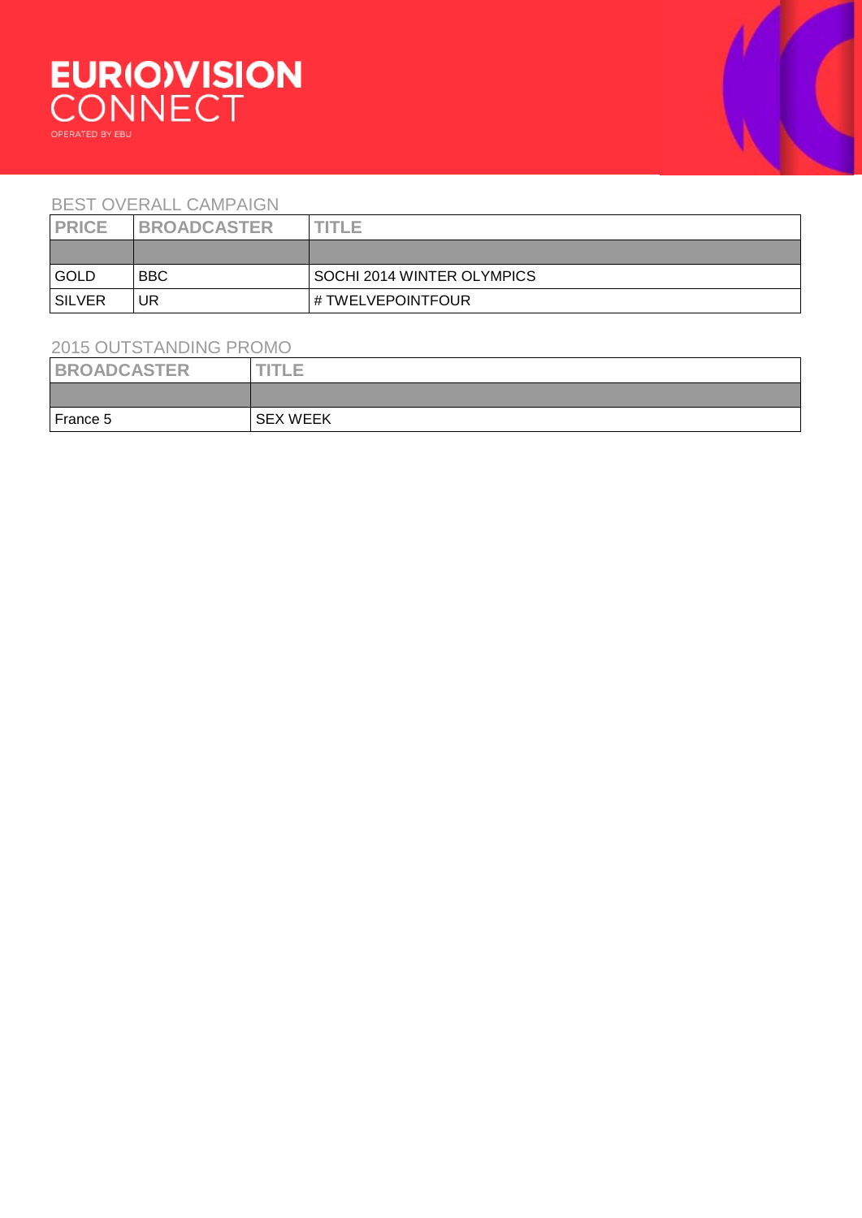EUR(O)VISION CONNECT

OPERATED BY EBU

## BEST OVERALL CAMPAIGN

| PRICE | BROADCASTER | TITLE |
|---|---|---|
| | | |
| GOLD | BBC | SOCHI 2014 WINTER OLYMPICS |
| SILVER | UR | # TWELVEPOINTFOUR |

## 2015 OUTSTANDING PROMO

| BROADCASTER | TITLE |
|---|---|
| | |
| France 5 | SEX WEEK |